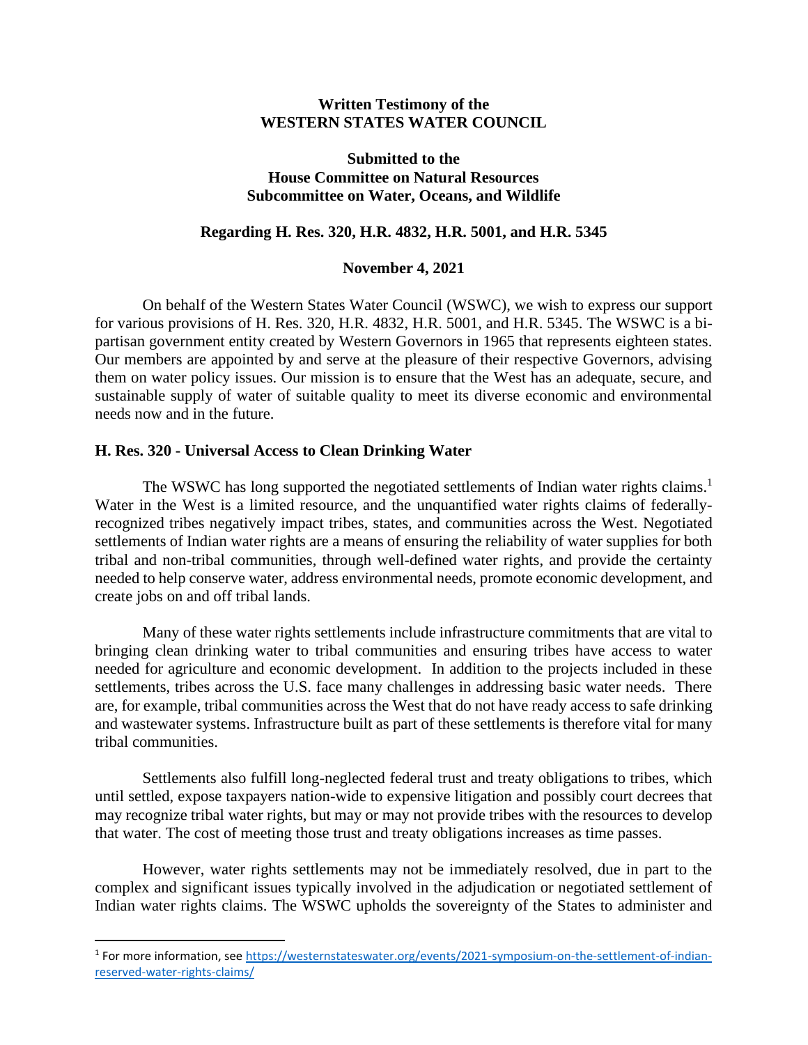**Written Testimony of the**
**WESTERN STATES WATER COUNCIL**

**Submitted to the**
**House Committee on Natural Resources**
**Subcommittee on Water, Oceans, and Wildlife**

**Regarding H. Res. 320, H.R. 4832, H.R. 5001, and H.R. 5345**

**November 4, 2021**

On behalf of the Western States Water Council (WSWC), we wish to express our support for various provisions of H. Res. 320, H.R. 4832, H.R. 5001, and H.R. 5345. The WSWC is a bi-partisan government entity created by Western Governors in 1965 that represents eighteen states. Our members are appointed by and serve at the pleasure of their respective Governors, advising them on water policy issues. Our mission is to ensure that the West has an adequate, secure, and sustainable supply of water of suitable quality to meet its diverse economic and environmental needs now and in the future.

## H. Res. 320 - Universal Access to Clean Drinking Water

The WSWC has long supported the negotiated settlements of Indian water rights claims.[1] Water in the West is a limited resource, and the unquantified water rights claims of federally-recognized tribes negatively impact tribes, states, and communities across the West. Negotiated settlements of Indian water rights are a means of ensuring the reliability of water supplies for both tribal and non-tribal communities, through well-defined water rights, and provide the certainty needed to help conserve water, address environmental needs, promote economic development, and create jobs on and off tribal lands.

Many of these water rights settlements include infrastructure commitments that are vital to bringing clean drinking water to tribal communities and ensuring tribes have access to water needed for agriculture and economic development. In addition to the projects included in these settlements, tribes across the U.S. face many challenges in addressing basic water needs. There are, for example, tribal communities across the West that do not have ready access to safe drinking and wastewater systems. Infrastructure built as part of these settlements is therefore vital for many tribal communities.

Settlements also fulfill long-neglected federal trust and treaty obligations to tribes, which until settled, expose taxpayers nation-wide to expensive litigation and possibly court decrees that may recognize tribal water rights, but may or may not provide tribes with the resources to develop that water. The cost of meeting those trust and treaty obligations increases as time passes.

However, water rights settlements may not be immediately resolved, due in part to the complex and significant issues typically involved in the adjudication or negotiated settlement of Indian water rights claims. The WSWC upholds the sovereignty of the States to administer and

[1] For more information, see https://westernstateswater.org/events/2021-symposium-on-the-settlement-of-indian-reserved-water-rights-claims/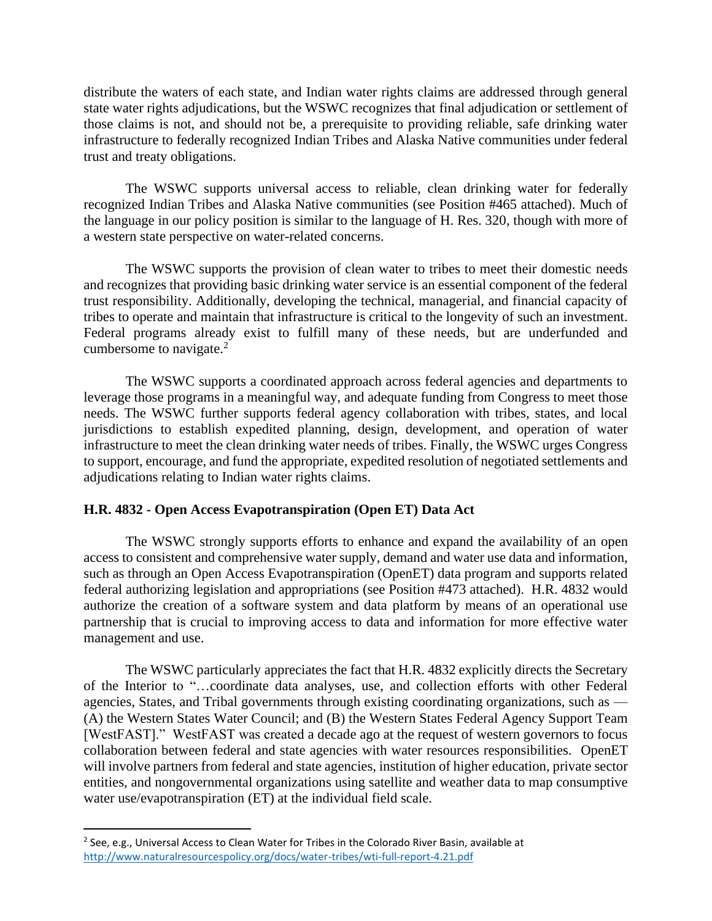distribute the waters of each state, and Indian water rights claims are addressed through general state water rights adjudications, but the WSWC recognizes that final adjudication or settlement of those claims is not, and should not be, a prerequisite to providing reliable, safe drinking water infrastructure to federally recognized Indian Tribes and Alaska Native communities under federal trust and treaty obligations.

The WSWC supports universal access to reliable, clean drinking water for federally recognized Indian Tribes and Alaska Native communities (see Position #465 attached). Much of the language in our policy position is similar to the language of H. Res. 320, though with more of a western state perspective on water-related concerns.

The WSWC supports the provision of clean water to tribes to meet their domestic needs and recognizes that providing basic drinking water service is an essential component of the federal trust responsibility. Additionally, developing the technical, managerial, and financial capacity of tribes to operate and maintain that infrastructure is critical to the longevity of such an investment. Federal programs already exist to fulfill many of these needs, but are underfunded and cumbersome to navigate.[2]

The WSWC supports a coordinated approach across federal agencies and departments to leverage those programs in a meaningful way, and adequate funding from Congress to meet those needs. The WSWC further supports federal agency collaboration with tribes, states, and local jurisdictions to establish expedited planning, design, development, and operation of water infrastructure to meet the clean drinking water needs of tribes. Finally, the WSWC urges Congress to support, encourage, and fund the appropriate, expedited resolution of negotiated settlements and adjudications relating to Indian water rights claims.

**H.R. 4832 - Open Access Evapotranspiration (Open ET) Data Act**

The WSWC strongly supports efforts to enhance and expand the availability of an open access to consistent and comprehensive water supply, demand and water use data and information, such as through an Open Access Evapotranspiration (OpenET) data program and supports related federal authorizing legislation and appropriations (see Position #473 attached). H.R. 4832 would authorize the creation of a software system and data platform by means of an operational use partnership that is crucial to improving access to data and information for more effective water management and use.

The WSWC particularly appreciates the fact that H.R. 4832 explicitly directs the Secretary of the Interior to "…coordinate data analyses, use, and collection efforts with other Federal agencies, States, and Tribal governments through existing coordinating organizations, such as — (A) the Western States Water Council; and (B) the Western States Federal Agency Support Team [WestFAST]." WestFAST was created a decade ago at the request of western governors to focus collaboration between federal and state agencies with water resources responsibilities. OpenET will involve partners from federal and state agencies, institution of higher education, private sector entities, and nongovernmental organizations using satellite and weather data to map consumptive water use/evapotranspiration (ET) at the individual field scale.

---

[2] See, e.g., Universal Access to Clean Water for Tribes in the Colorado River Basin, available at http://www.naturalresourcespolicy.org/docs/water-tribes/wti-full-report-4.21.pdf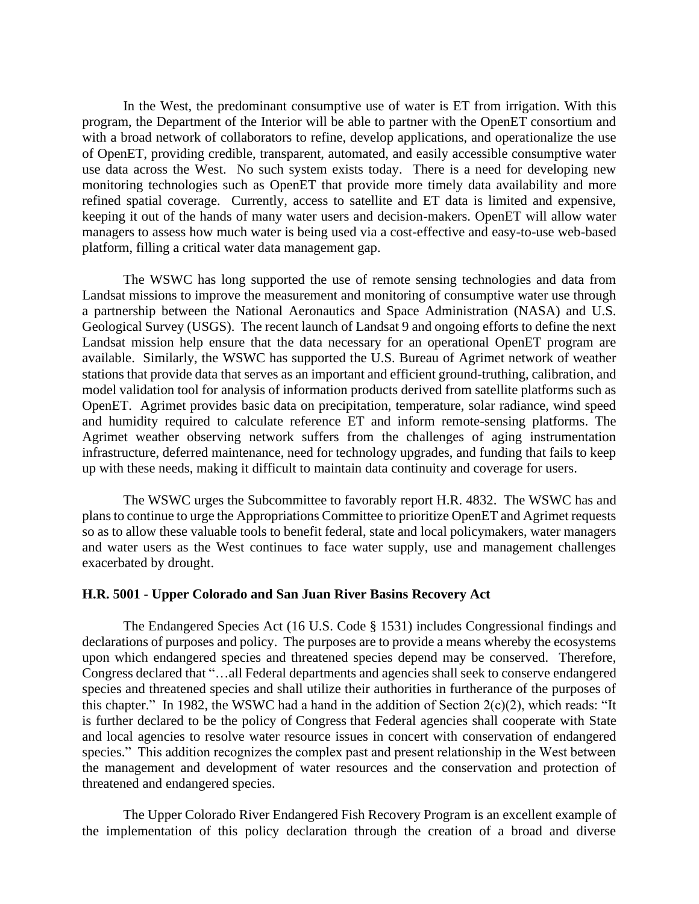In the West, the predominant consumptive use of water is ET from irrigation. With this program, the Department of the Interior will be able to partner with the OpenET consortium and with a broad network of collaborators to refine, develop applications, and operationalize the use of OpenET, providing credible, transparent, automated, and easily accessible consumptive water use data across the West. No such system exists today. There is a need for developing new monitoring technologies such as OpenET that provide more timely data availability and more refined spatial coverage. Currently, access to satellite and ET data is limited and expensive, keeping it out of the hands of many water users and decision-makers. OpenET will allow water managers to assess how much water is being used via a cost-effective and easy-to-use web-based platform, filling a critical water data management gap.

The WSWC has long supported the use of remote sensing technologies and data from Landsat missions to improve the measurement and monitoring of consumptive water use through a partnership between the National Aeronautics and Space Administration (NASA) and U.S. Geological Survey (USGS). The recent launch of Landsat 9 and ongoing efforts to define the next Landsat mission help ensure that the data necessary for an operational OpenET program are available. Similarly, the WSWC has supported the U.S. Bureau of Agrimet network of weather stations that provide data that serves as an important and efficient ground-truthing, calibration, and model validation tool for analysis of information products derived from satellite platforms such as OpenET. Agrimet provides basic data on precipitation, temperature, solar radiance, wind speed and humidity required to calculate reference ET and inform remote-sensing platforms. The Agrimet weather observing network suffers from the challenges of aging instrumentation infrastructure, deferred maintenance, need for technology upgrades, and funding that fails to keep up with these needs, making it difficult to maintain data continuity and coverage for users.

The WSWC urges the Subcommittee to favorably report H.R. 4832. The WSWC has and plans to continue to urge the Appropriations Committee to prioritize OpenET and Agrimet requests so as to allow these valuable tools to benefit federal, state and local policymakers, water managers and water users as the West continues to face water supply, use and management challenges exacerbated by drought.

**H.R. 5001 - Upper Colorado and San Juan River Basins Recovery Act**

The Endangered Species Act (16 U.S. Code § 1531) includes Congressional findings and declarations of purposes and policy. The purposes are to provide a means whereby the ecosystems upon which endangered species and threatened species depend may be conserved. Therefore, Congress declared that "…all Federal departments and agencies shall seek to conserve endangered species and threatened species and shall utilize their authorities in furtherance of the purposes of this chapter." In 1982, the WSWC had a hand in the addition of Section 2(c)(2), which reads: "It is further declared to be the policy of Congress that Federal agencies shall cooperate with State and local agencies to resolve water resource issues in concert with conservation of endangered species." This addition recognizes the complex past and present relationship in the West between the management and development of water resources and the conservation and protection of threatened and endangered species.

The Upper Colorado River Endangered Fish Recovery Program is an excellent example of the implementation of this policy declaration through the creation of a broad and diverse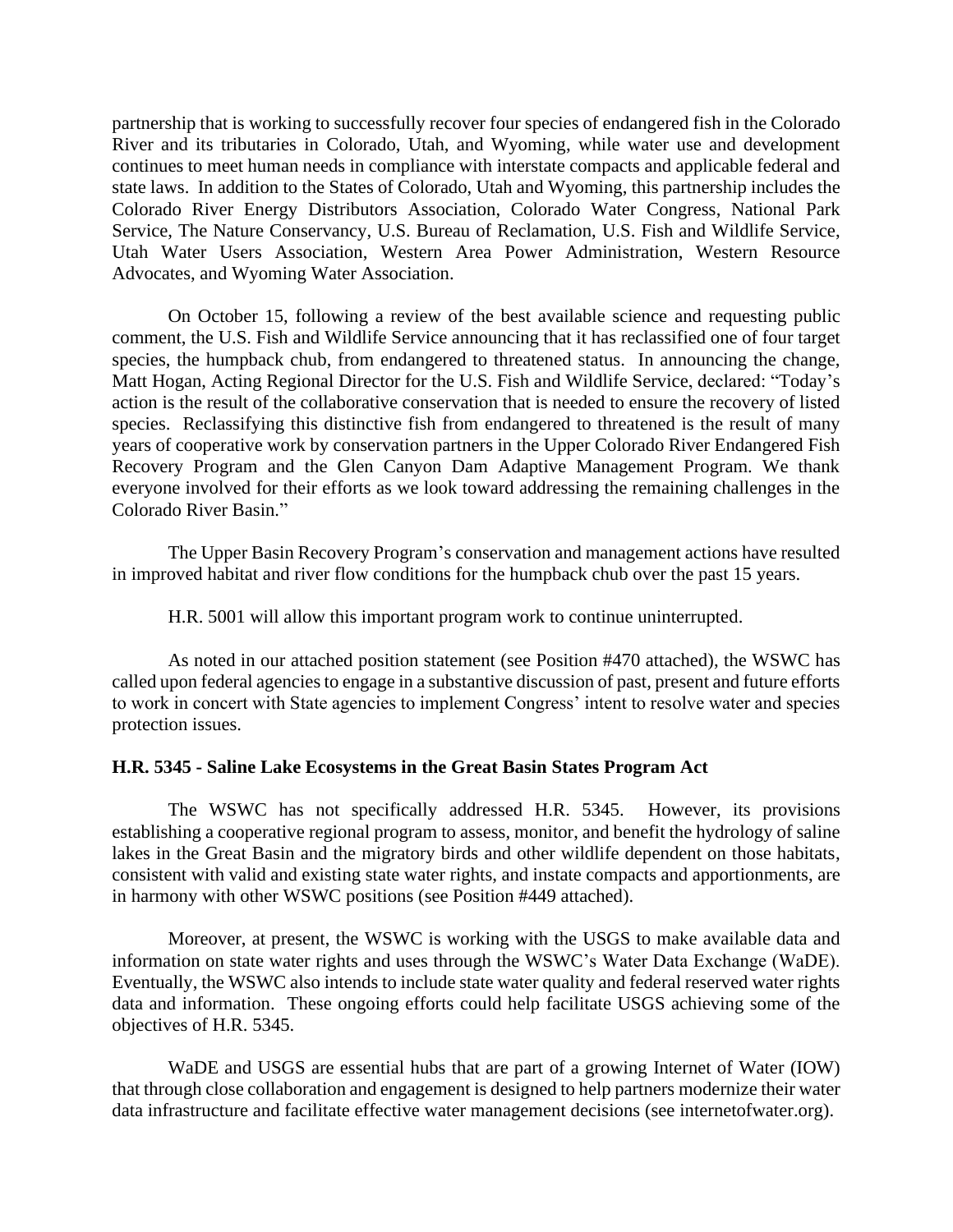partnership that is working to successfully recover four species of endangered fish in the Colorado River and its tributaries in Colorado, Utah, and Wyoming, while water use and development continues to meet human needs in compliance with interstate compacts and applicable federal and state laws. In addition to the States of Colorado, Utah and Wyoming, this partnership includes the Colorado River Energy Distributors Association, Colorado Water Congress, National Park Service, The Nature Conservancy, U.S. Bureau of Reclamation, U.S. Fish and Wildlife Service, Utah Water Users Association, Western Area Power Administration, Western Resource Advocates, and Wyoming Water Association.

On October 15, following a review of the best available science and requesting public comment, the U.S. Fish and Wildlife Service announcing that it has reclassified one of four target species, the humpback chub, from endangered to threatened status. In announcing the change, Matt Hogan, Acting Regional Director for the U.S. Fish and Wildlife Service, declared: "Today's action is the result of the collaborative conservation that is needed to ensure the recovery of listed species. Reclassifying this distinctive fish from endangered to threatened is the result of many years of cooperative work by conservation partners in the Upper Colorado River Endangered Fish Recovery Program and the Glen Canyon Dam Adaptive Management Program. We thank everyone involved for their efforts as we look toward addressing the remaining challenges in the Colorado River Basin."

The Upper Basin Recovery Program's conservation and management actions have resulted in improved habitat and river flow conditions for the humpback chub over the past 15 years.

H.R. 5001 will allow this important program work to continue uninterrupted.

As noted in our attached position statement (see Position #470 attached), the WSWC has called upon federal agencies to engage in a substantive discussion of past, present and future efforts to work in concert with State agencies to implement Congress' intent to resolve water and species protection issues.

**H.R. 5345 - Saline Lake Ecosystems in the Great Basin States Program Act**

The WSWC has not specifically addressed H.R. 5345. However, its provisions establishing a cooperative regional program to assess, monitor, and benefit the hydrology of saline lakes in the Great Basin and the migratory birds and other wildlife dependent on those habitats, consistent with valid and existing state water rights, and instate compacts and apportionments, are in harmony with other WSWC positions (see Position #449 attached).

Moreover, at present, the WSWC is working with the USGS to make available data and information on state water rights and uses through the WSWC's Water Data Exchange (WaDE). Eventually, the WSWC also intends to include state water quality and federal reserved water rights data and information. These ongoing efforts could help facilitate USGS achieving some of the objectives of H.R. 5345.

WaDE and USGS are essential hubs that are part of a growing Internet of Water (IOW) that through close collaboration and engagement is designed to help partners modernize their water data infrastructure and facilitate effective water management decisions (see internetofwater.org).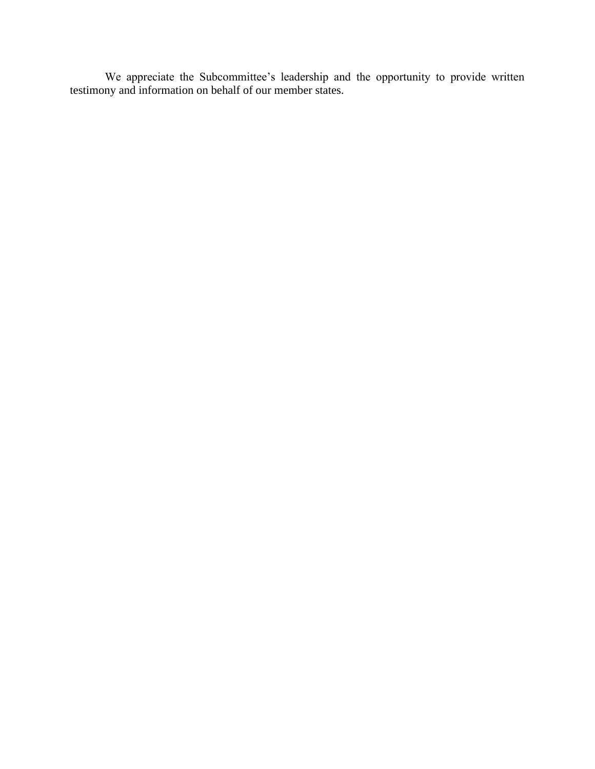We appreciate the Subcommittee's leadership and the opportunity to provide written testimony and information on behalf of our member states.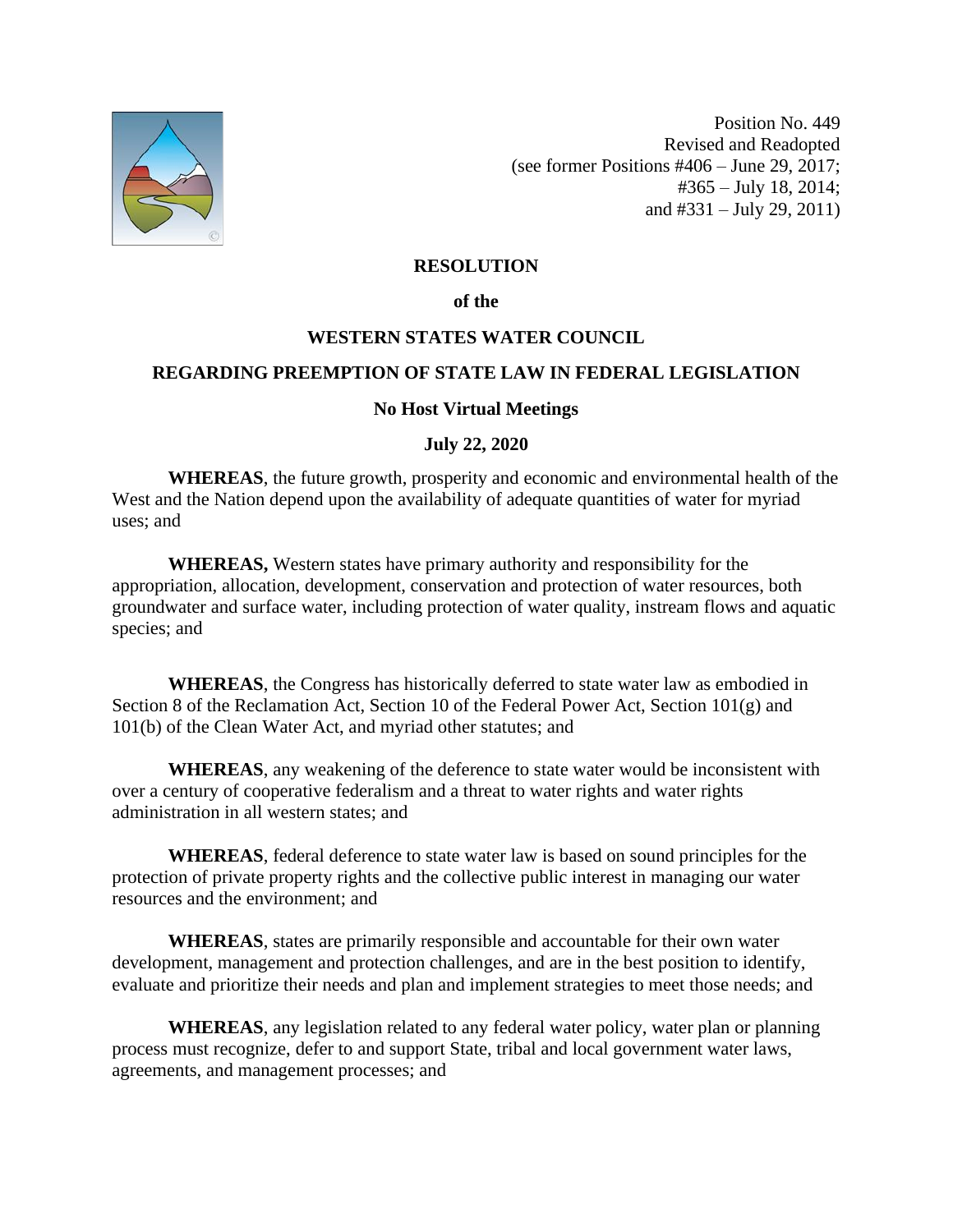Position No. 449
Revised and Readopted
(see former Positions #406 – June 29, 2017;
#365 – July 18, 2014;
and #331 – July 29, 2011)

**RESOLUTION**

**of the**

**WESTERN STATES WATER COUNCIL**

**REGARDING PREEMPTION OF STATE LAW IN FEDERAL LEGISLATION**

**No Host Virtual Meetings**

**July 22, 2020**

**WHEREAS**, the future growth, prosperity and economic and environmental health of the West and the Nation depend upon the availability of adequate quantities of water for myriad uses; and

**WHEREAS,** Western states have primary authority and responsibility for the appropriation, allocation, development, conservation and protection of water resources, both groundwater and surface water, including protection of water quality, instream flows and aquatic species; and

**WHEREAS**, the Congress has historically deferred to state water law as embodied in Section 8 of the Reclamation Act, Section 10 of the Federal Power Act, Section 101(g) and 101(b) of the Clean Water Act, and myriad other statutes; and

**WHEREAS**, any weakening of the deference to state water would be inconsistent with over a century of cooperative federalism and a threat to water rights and water rights administration in all western states; and

**WHEREAS**, federal deference to state water law is based on sound principles for the protection of private property rights and the collective public interest in managing our water resources and the environment; and

**WHEREAS**, states are primarily responsible and accountable for their own water development, management and protection challenges, and are in the best position to identify, evaluate and prioritize their needs and plan and implement strategies to meet those needs; and

**WHEREAS**, any legislation related to any federal water policy, water plan or planning process must recognize, defer to and support State, tribal and local government water laws, agreements, and management processes; and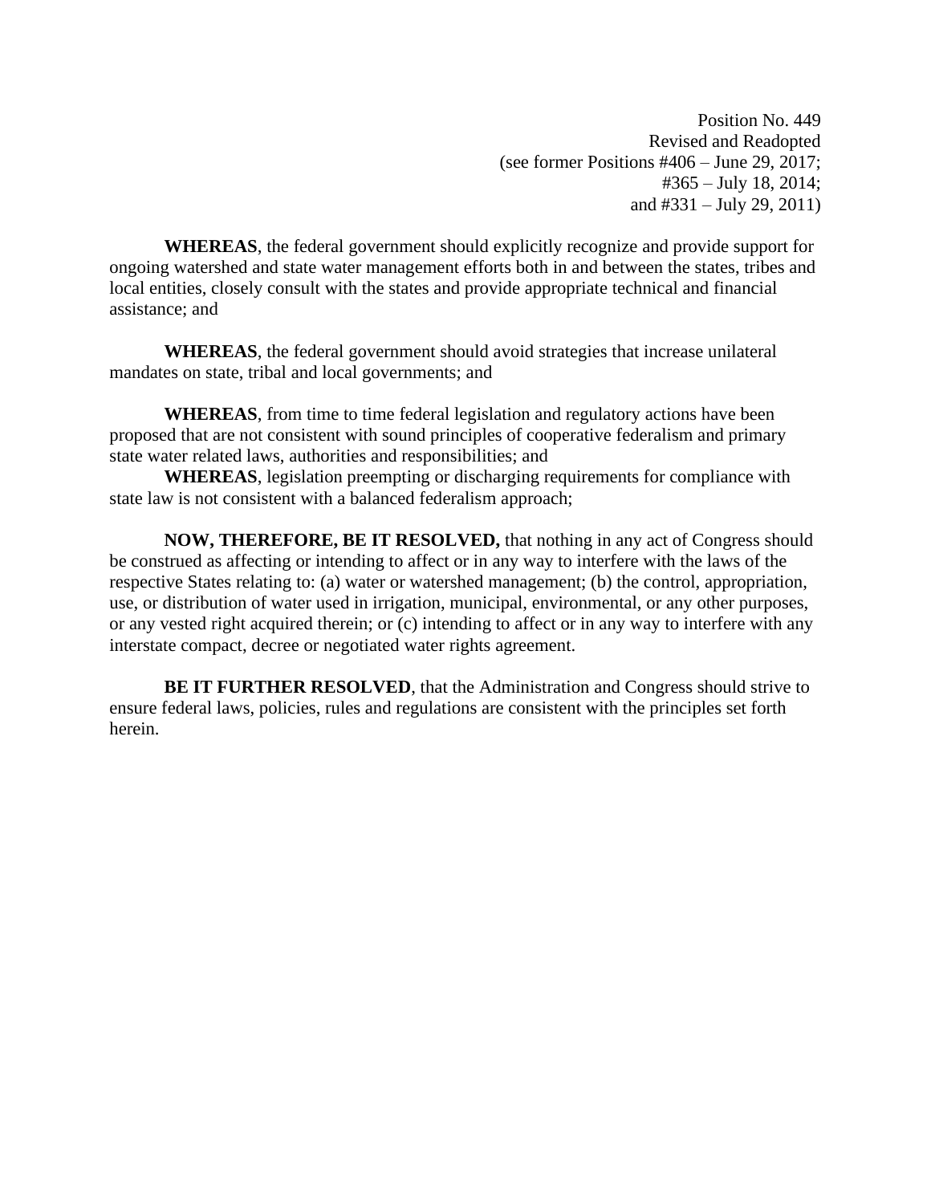Position No. 449
Revised and Readopted
(see former Positions #406 – June 29, 2017;
#365 – July 18, 2014;
and #331 – July 29, 2011)

**WHEREAS**, the federal government should explicitly recognize and provide support for ongoing watershed and state water management efforts both in and between the states, tribes and local entities, closely consult with the states and provide appropriate technical and financial assistance; and

**WHEREAS**, the federal government should avoid strategies that increase unilateral mandates on state, tribal and local governments; and

**WHEREAS**, from time to time federal legislation and regulatory actions have been proposed that are not consistent with sound principles of cooperative federalism and primary state water related laws, authorities and responsibilities; and

**WHEREAS**, legislation preempting or discharging requirements for compliance with state law is not consistent with a balanced federalism approach;

**NOW, THEREFORE, BE IT RESOLVED,** that nothing in any act of Congress should be construed as affecting or intending to affect or in any way to interfere with the laws of the respective States relating to: (a) water or watershed management; (b) the control, appropriation, use, or distribution of water used in irrigation, municipal, environmental, or any other purposes, or any vested right acquired therein; or (c) intending to affect or in any way to interfere with any interstate compact, decree or negotiated water rights agreement.

**BE IT FURTHER RESOLVED**, that the Administration and Congress should strive to ensure federal laws, policies, rules and regulations are consistent with the principles set forth herein.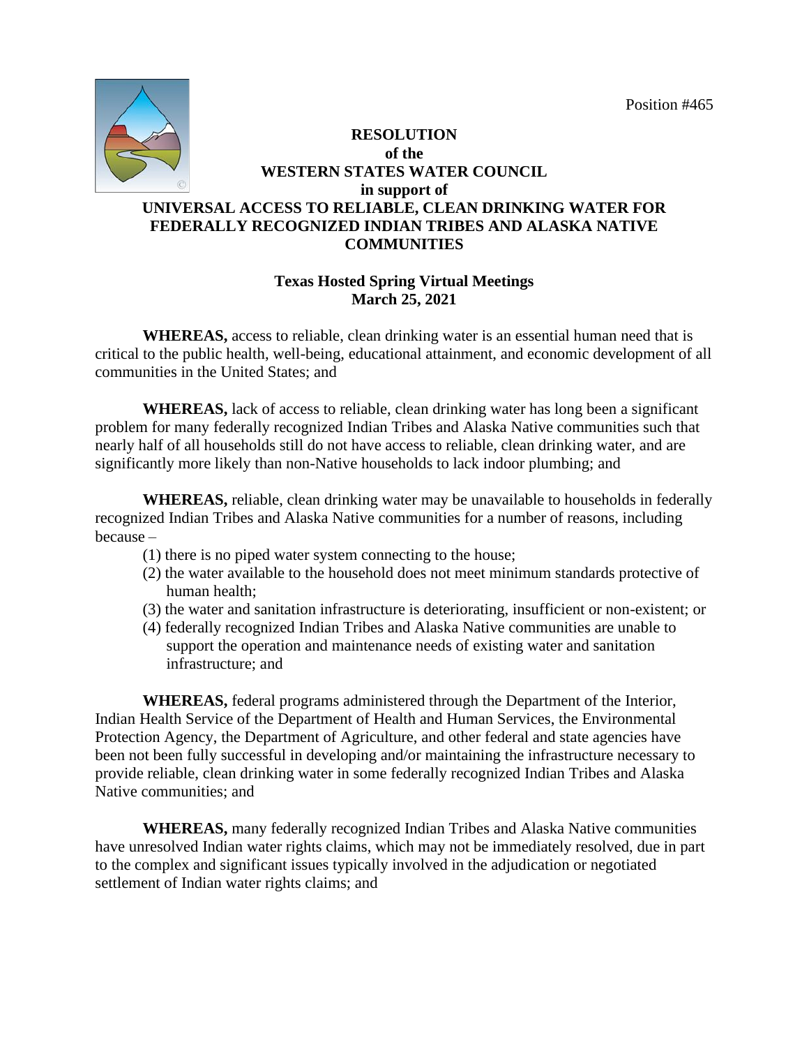Position #465

**RESOLUTION**
**of the**
**WESTERN STATES WATER COUNCIL**
**in support of**
**UNIVERSAL ACCESS TO RELIABLE, CLEAN DRINKING WATER FOR FEDERALLY RECOGNIZED INDIAN TRIBES AND ALASKA NATIVE COMMUNITIES**

**Texas Hosted Spring Virtual Meetings**
**March 25, 2021**

**WHEREAS,** access to reliable, clean drinking water is an essential human need that is critical to the public health, well-being, educational attainment, and economic development of all communities in the United States; and

**WHEREAS,** lack of access to reliable, clean drinking water has long been a significant problem for many federally recognized Indian Tribes and Alaska Native communities such that nearly half of all households still do not have access to reliable, clean drinking water, and are significantly more likely than non-Native households to lack indoor plumbing; and

**WHEREAS,** reliable, clean drinking water may be unavailable to households in federally recognized Indian Tribes and Alaska Native communities for a number of reasons, including because –

(1) there is no piped water system connecting to the house;
(2) the water available to the household does not meet minimum standards protective of human health;
(3) the water and sanitation infrastructure is deteriorating, insufficient or non-existent; or
(4) federally recognized Indian Tribes and Alaska Native communities are unable to support the operation and maintenance needs of existing water and sanitation infrastructure; and

**WHEREAS,** federal programs administered through the Department of the Interior, Indian Health Service of the Department of Health and Human Services, the Environmental Protection Agency, the Department of Agriculture, and other federal and state agencies have been not been fully successful in developing and/or maintaining the infrastructure necessary to provide reliable, clean drinking water in some federally recognized Indian Tribes and Alaska Native communities; and

**WHEREAS,** many federally recognized Indian Tribes and Alaska Native communities have unresolved Indian water rights claims, which may not be immediately resolved, due in part to the complex and significant issues typically involved in the adjudication or negotiated settlement of Indian water rights claims; and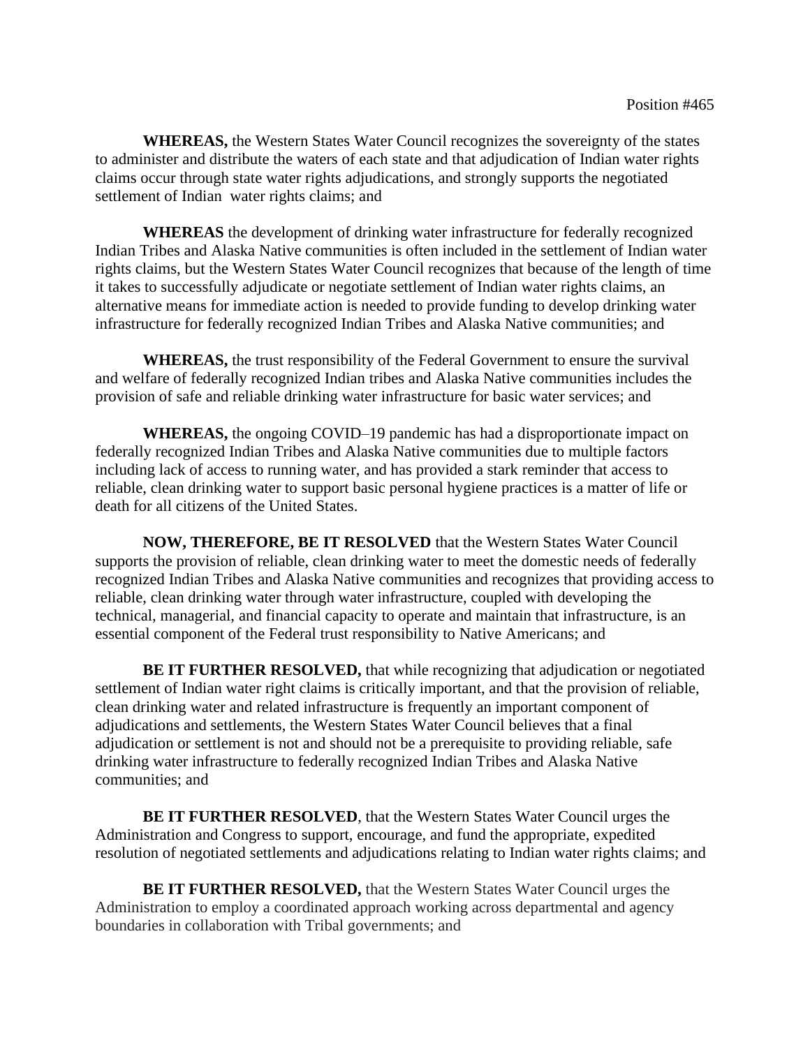Position #465

**WHEREAS,** the Western States Water Council recognizes the sovereignty of the states to administer and distribute the waters of each state and that adjudication of Indian water rights claims occur through state water rights adjudications, and strongly supports the negotiated settlement of Indian water rights claims; and

**WHEREAS** the development of drinking water infrastructure for federally recognized Indian Tribes and Alaska Native communities is often included in the settlement of Indian water rights claims, but the Western States Water Council recognizes that because of the length of time it takes to successfully adjudicate or negotiate settlement of Indian water rights claims, an alternative means for immediate action is needed to provide funding to develop drinking water infrastructure for federally recognized Indian Tribes and Alaska Native communities; and

**WHEREAS,** the trust responsibility of the Federal Government to ensure the survival and welfare of federally recognized Indian tribes and Alaska Native communities includes the provision of safe and reliable drinking water infrastructure for basic water services; and

**WHEREAS,** the ongoing COVID–19 pandemic has had a disproportionate impact on federally recognized Indian Tribes and Alaska Native communities due to multiple factors including lack of access to running water, and has provided a stark reminder that access to reliable, clean drinking water to support basic personal hygiene practices is a matter of life or death for all citizens of the United States.

**NOW, THEREFORE, BE IT RESOLVED** that the Western States Water Council supports the provision of reliable, clean drinking water to meet the domestic needs of federally recognized Indian Tribes and Alaska Native communities and recognizes that providing access to reliable, clean drinking water through water infrastructure, coupled with developing the technical, managerial, and financial capacity to operate and maintain that infrastructure, is an essential component of the Federal trust responsibility to Native Americans; and

**BE IT FURTHER RESOLVED,** that while recognizing that adjudication or negotiated settlement of Indian water right claims is critically important, and that the provision of reliable, clean drinking water and related infrastructure is frequently an important component of adjudications and settlements, the Western States Water Council believes that a final adjudication or settlement is not and should not be a prerequisite to providing reliable, safe drinking water infrastructure to federally recognized Indian Tribes and Alaska Native communities; and

**BE IT FURTHER RESOLVED**, that the Western States Water Council urges the Administration and Congress to support, encourage, and fund the appropriate, expedited resolution of negotiated settlements and adjudications relating to Indian water rights claims; and

**BE IT FURTHER RESOLVED,** that the Western States Water Council urges the Administration to employ a coordinated approach working across departmental and agency boundaries in collaboration with Tribal governments; and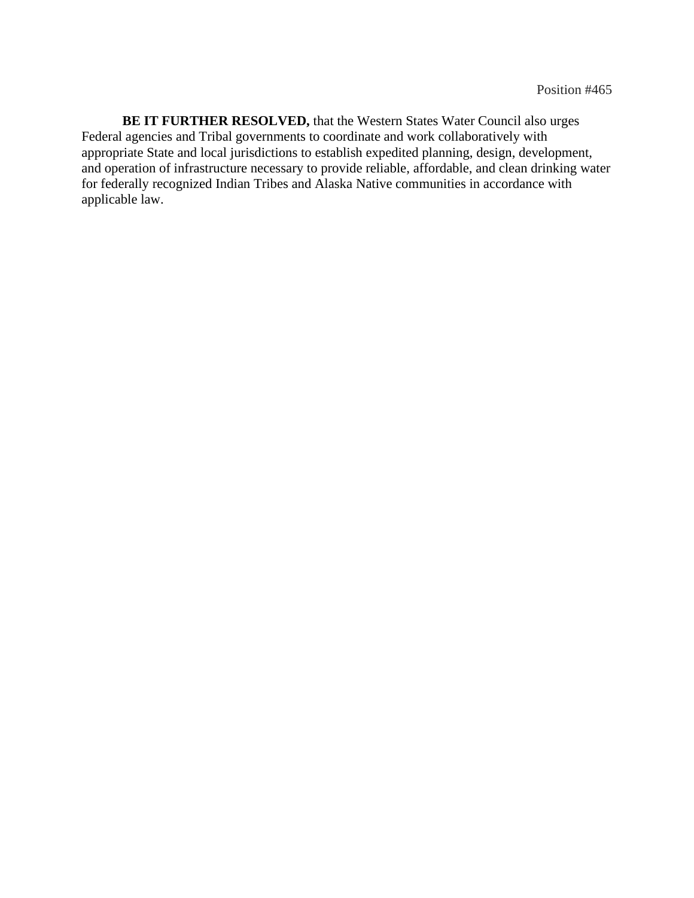Position #465

**BE IT FURTHER RESOLVED,** that the Western States Water Council also urges Federal agencies and Tribal governments to coordinate and work collaboratively with appropriate State and local jurisdictions to establish expedited planning, design, development, and operation of infrastructure necessary to provide reliable, affordable, and clean drinking water for federally recognized Indian Tribes and Alaska Native communities in accordance with applicable law.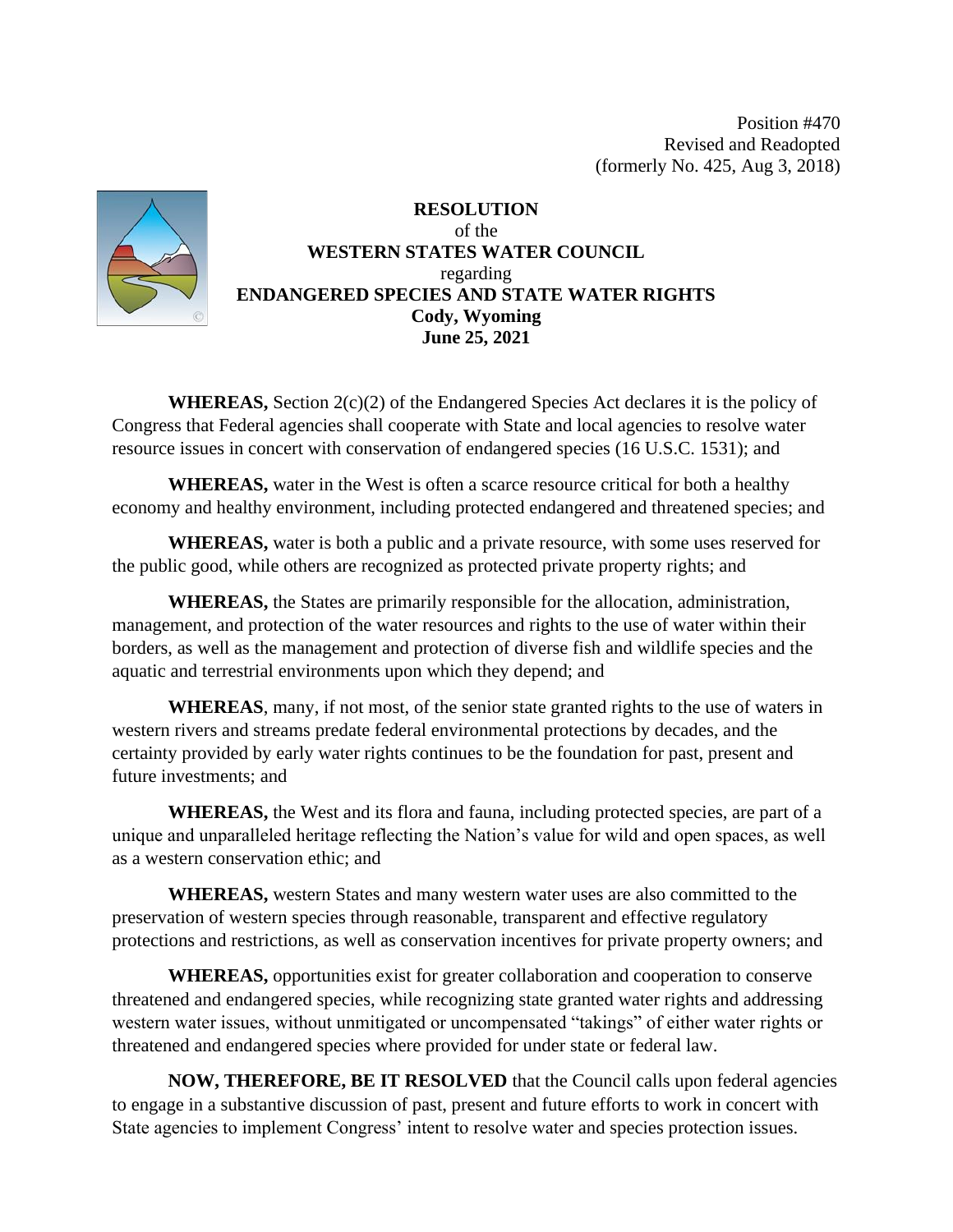Position #470
Revised and Readopted
(formerly No. 425, Aug 3, 2018)

**RESOLUTION**
of the
**WESTERN STATES WATER COUNCIL**
regarding
**ENDANGERED SPECIES AND STATE WATER RIGHTS**
**Cody, Wyoming**
**June 25, 2021**

**WHEREAS,** Section 2(c)(2) of the Endangered Species Act declares it is the policy of Congress that Federal agencies shall cooperate with State and local agencies to resolve water resource issues in concert with conservation of endangered species (16 U.S.C. 1531); and

**WHEREAS,** water in the West is often a scarce resource critical for both a healthy economy and healthy environment, including protected endangered and threatened species; and

**WHEREAS,** water is both a public and a private resource, with some uses reserved for the public good, while others are recognized as protected private property rights; and

**WHEREAS,** the States are primarily responsible for the allocation, administration, management, and protection of the water resources and rights to the use of water within their borders, as well as the management and protection of diverse fish and wildlife species and the aquatic and terrestrial environments upon which they depend; and

**WHEREAS**, many, if not most, of the senior state granted rights to the use of waters in western rivers and streams predate federal environmental protections by decades, and the certainty provided by early water rights continues to be the foundation for past, present and future investments; and

**WHEREAS,** the West and its flora and fauna, including protected species, are part of a unique and unparalleled heritage reflecting the Nation's value for wild and open spaces, as well as a western conservation ethic; and

**WHEREAS,** western States and many western water uses are also committed to the preservation of western species through reasonable, transparent and effective regulatory protections and restrictions, as well as conservation incentives for private property owners; and

**WHEREAS,** opportunities exist for greater collaboration and cooperation to conserve threatened and endangered species, while recognizing state granted water rights and addressing western water issues, without unmitigated or uncompensated "takings" of either water rights or threatened and endangered species where provided for under state or federal law.

**NOW, THEREFORE, BE IT RESOLVED** that the Council calls upon federal agencies to engage in a substantive discussion of past, present and future efforts to work in concert with State agencies to implement Congress' intent to resolve water and species protection issues.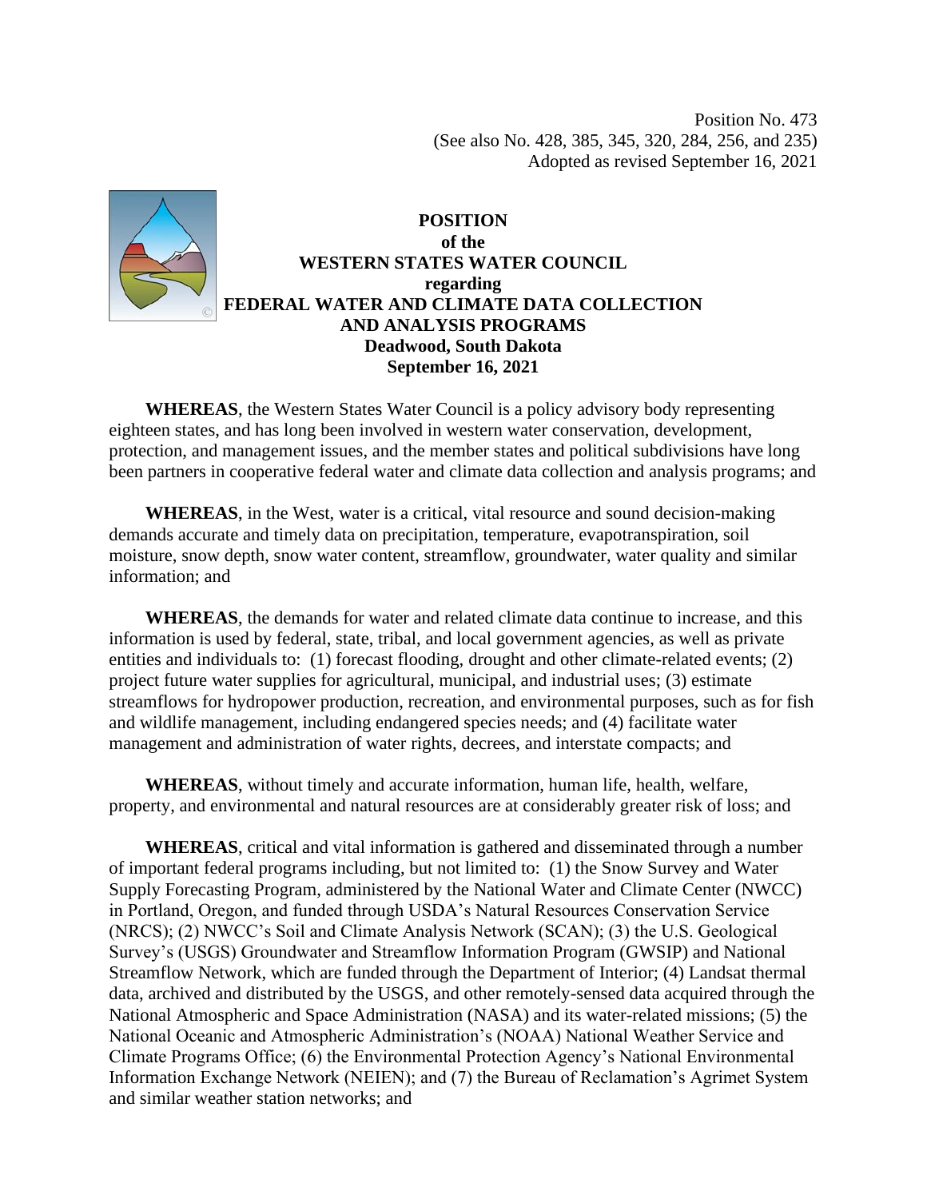Position No. 473
(See also No. 428, 385, 345, 320, 284, 256, and 235)
Adopted as revised September 16, 2021

**POSITION**
**of the**
**WESTERN STATES WATER COUNCIL**
**regarding**
**FEDERAL WATER AND CLIMATE DATA COLLECTION AND ANALYSIS PROGRAMS**
**Deadwood, South Dakota**
**September 16, 2021**

**WHEREAS**, the Western States Water Council is a policy advisory body representing eighteen states, and has long been involved in western water conservation, development, protection, and management issues, and the member states and political subdivisions have long been partners in cooperative federal water and climate data collection and analysis programs; and

**WHEREAS**, in the West, water is a critical, vital resource and sound decision-making demands accurate and timely data on precipitation, temperature, evapotranspiration, soil moisture, snow depth, snow water content, streamflow, groundwater, water quality and similar information; and

**WHEREAS**, the demands for water and related climate data continue to increase, and this information is used by federal, state, tribal, and local government agencies, as well as private entities and individuals to: (1) forecast flooding, drought and other climate-related events; (2) project future water supplies for agricultural, municipal, and industrial uses; (3) estimate streamflows for hydropower production, recreation, and environmental purposes, such as for fish and wildlife management, including endangered species needs; and (4) facilitate water management and administration of water rights, decrees, and interstate compacts; and

**WHEREAS**, without timely and accurate information, human life, health, welfare, property, and environmental and natural resources are at considerably greater risk of loss; and

**WHEREAS**, critical and vital information is gathered and disseminated through a number of important federal programs including, but not limited to: (1) the Snow Survey and Water Supply Forecasting Program, administered by the National Water and Climate Center (NWCC) in Portland, Oregon, and funded through USDA's Natural Resources Conservation Service (NRCS); (2) NWCC's Soil and Climate Analysis Network (SCAN); (3) the U.S. Geological Survey's (USGS) Groundwater and Streamflow Information Program (GWSIP) and National Streamflow Network, which are funded through the Department of Interior; (4) Landsat thermal data, archived and distributed by the USGS, and other remotely-sensed data acquired through the National Atmospheric and Space Administration (NASA) and its water-related missions; (5) the National Oceanic and Atmospheric Administration's (NOAA) National Weather Service and Climate Programs Office; (6) the Environmental Protection Agency's National Environmental Information Exchange Network (NEIEN); and (7) the Bureau of Reclamation's Agrimet System and similar weather station networks; and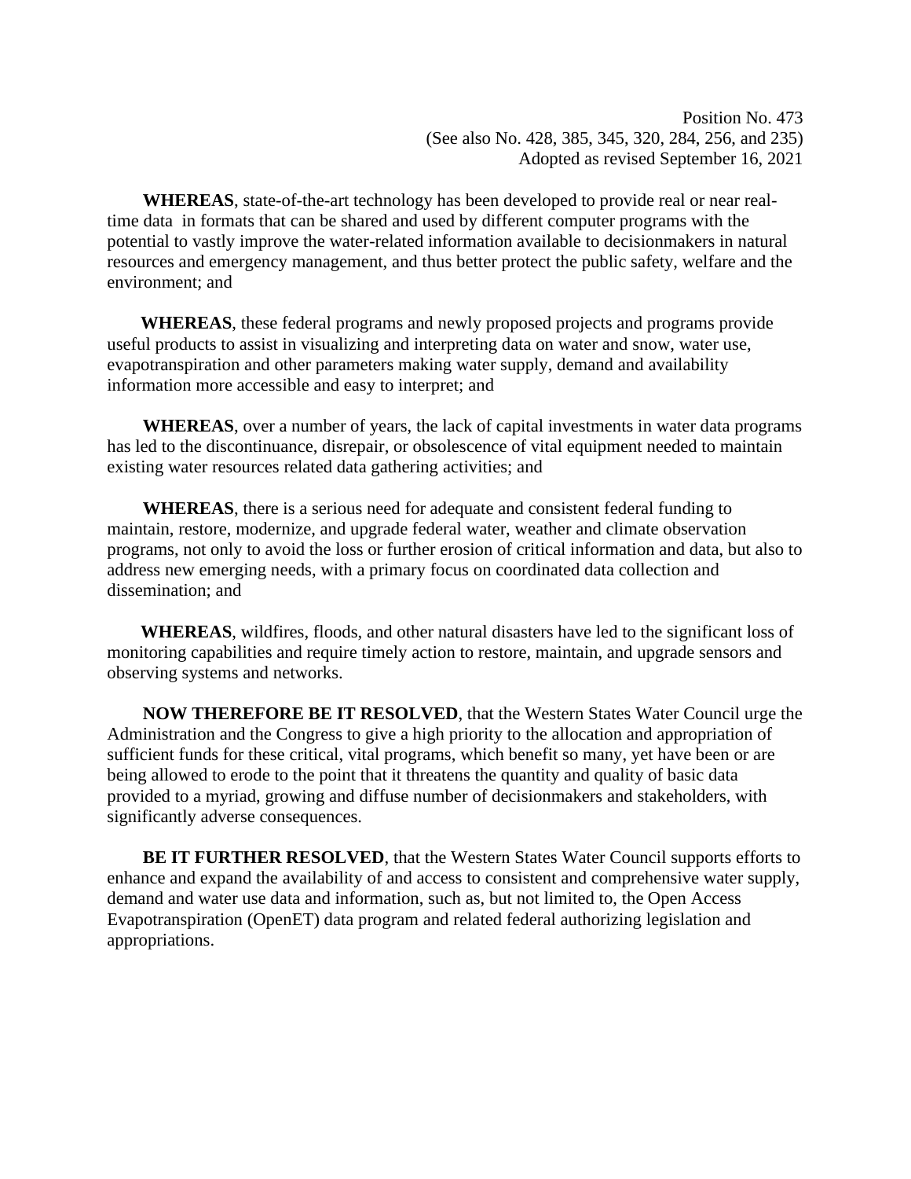Position No. 473
(See also No. 428, 385, 345, 320, 284, 256, and 235)
Adopted as revised September 16, 2021

**WHEREAS**, state-of-the-art technology has been developed to provide real or near real-time data in formats that can be shared and used by different computer programs with the potential to vastly improve the water-related information available to decisionmakers in natural resources and emergency management, and thus better protect the public safety, welfare and the environment; and

**WHEREAS**, these federal programs and newly proposed projects and programs provide useful products to assist in visualizing and interpreting data on water and snow, water use, evapotranspiration and other parameters making water supply, demand and availability information more accessible and easy to interpret; and

**WHEREAS**, over a number of years, the lack of capital investments in water data programs has led to the discontinuance, disrepair, or obsolescence of vital equipment needed to maintain existing water resources related data gathering activities; and

**WHEREAS**, there is a serious need for adequate and consistent federal funding to maintain, restore, modernize, and upgrade federal water, weather and climate observation programs, not only to avoid the loss or further erosion of critical information and data, but also to address new emerging needs, with a primary focus on coordinated data collection and dissemination; and

**WHEREAS**, wildfires, floods, and other natural disasters have led to the significant loss of monitoring capabilities and require timely action to restore, maintain, and upgrade sensors and observing systems and networks.

**NOW THEREFORE BE IT RESOLVED**, that the Western States Water Council urge the Administration and the Congress to give a high priority to the allocation and appropriation of sufficient funds for these critical, vital programs, which benefit so many, yet have been or are being allowed to erode to the point that it threatens the quantity and quality of basic data provided to a myriad, growing and diffuse number of decisionmakers and stakeholders, with significantly adverse consequences.

**BE IT FURTHER RESOLVED**, that the Western States Water Council supports efforts to enhance and expand the availability of and access to consistent and comprehensive water supply, demand and water use data and information, such as, but not limited to, the Open Access Evapotranspiration (OpenET) data program and related federal authorizing legislation and appropriations.